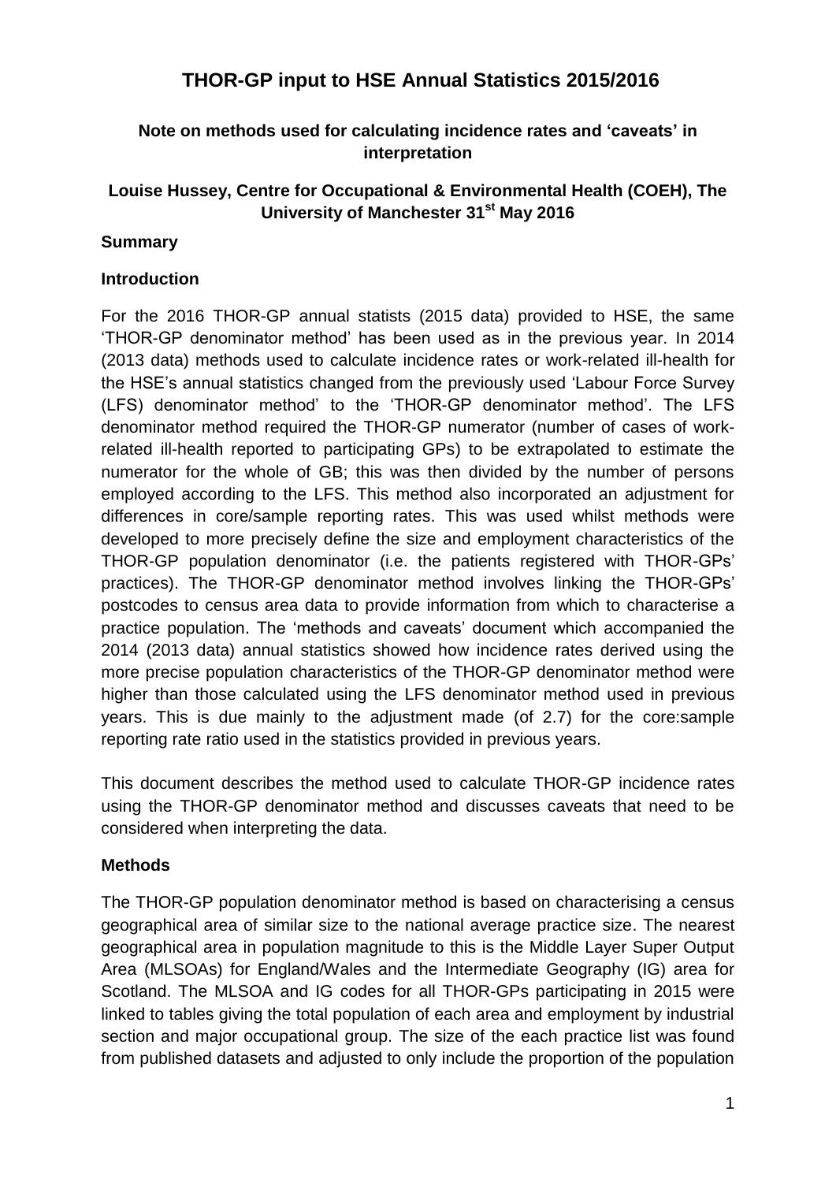# THOR-GP input to HSE Annual Statistics 2015/2016

## Note on methods used for calculating incidence rates and 'caveats' in interpretation

### Louise Hussey, Centre for Occupational & Environmental Health (COEH), The University of Manchester 31st May 2016

**Summary**

**Introduction**

For the 2016 THOR-GP annual statists (2015 data) provided to HSE, the same 'THOR-GP denominator method' has been used as in the previous year. In 2014 (2013 data) methods used to calculate incidence rates or work-related ill-health for the HSE's annual statistics changed from the previously used 'Labour Force Survey (LFS) denominator method' to the 'THOR-GP denominator method'. The LFS denominator method required the THOR-GP numerator (number of cases of work-related ill-health reported to participating GPs) to be extrapolated to estimate the numerator for the whole of GB; this was then divided by the number of persons employed according to the LFS. This method also incorporated an adjustment for differences in core/sample reporting rates. This was used whilst methods were developed to more precisely define the size and employment characteristics of the THOR-GP population denominator (i.e. the patients registered with THOR-GPs' practices). The THOR-GP denominator method involves linking the THOR-GPs' postcodes to census area data to provide information from which to characterise a practice population. The 'methods and caveats' document which accompanied the 2014 (2013 data) annual statistics showed how incidence rates derived using the more precise population characteristics of the THOR-GP denominator method were higher than those calculated using the LFS denominator method used in previous years. This is due mainly to the adjustment made (of 2.7) for the core:sample reporting rate ratio used in the statistics provided in previous years.

This document describes the method used to calculate THOR-GP incidence rates using the THOR-GP denominator method and discusses caveats that need to be considered when interpreting the data.

**Methods**

The THOR-GP population denominator method is based on characterising a census geographical area of similar size to the national average practice size. The nearest geographical area in population magnitude to this is the Middle Layer Super Output Area (MLSOAs) for England/Wales and the Intermediate Geography (IG) area for Scotland. The MLSOA and IG codes for all THOR-GPs participating in 2015 were linked to tables giving the total population of each area and employment by industrial section and major occupational group. The size of the each practice list was found from published datasets and adjusted to only include the proportion of the population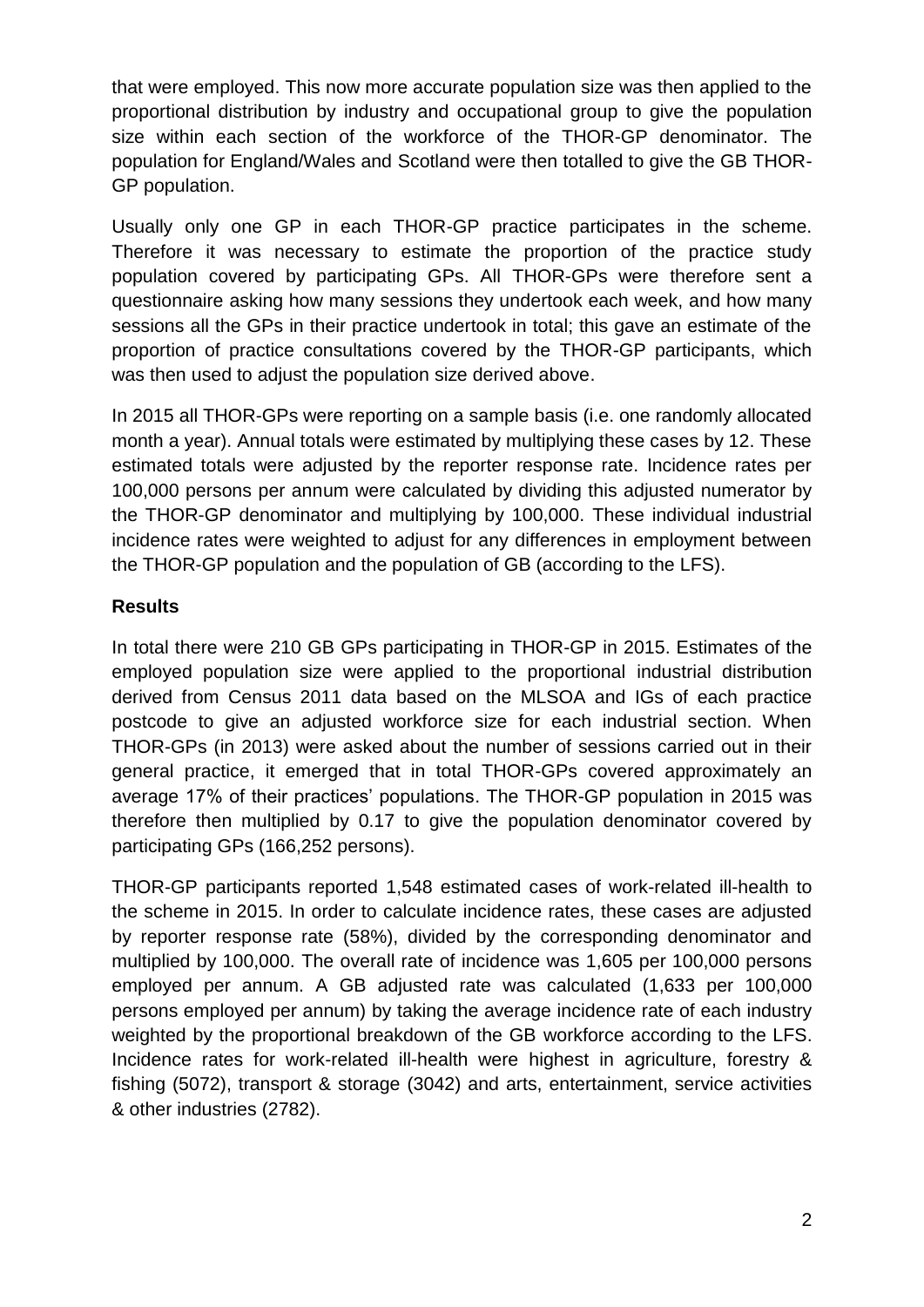that were employed. This now more accurate population size was then applied to the proportional distribution by industry and occupational group to give the population size within each section of the workforce of the THOR-GP denominator. The population for England/Wales and Scotland were then totalled to give the GB THOR-GP population.

Usually only one GP in each THOR-GP practice participates in the scheme. Therefore it was necessary to estimate the proportion of the practice study population covered by participating GPs. All THOR-GPs were therefore sent a questionnaire asking how many sessions they undertook each week, and how many sessions all the GPs in their practice undertook in total; this gave an estimate of the proportion of practice consultations covered by the THOR-GP participants, which was then used to adjust the population size derived above.

In 2015 all THOR-GPs were reporting on a sample basis (i.e. one randomly allocated month a year). Annual totals were estimated by multiplying these cases by 12. These estimated totals were adjusted by the reporter response rate. Incidence rates per 100,000 persons per annum were calculated by dividing this adjusted numerator by the THOR-GP denominator and multiplying by 100,000. These individual industrial incidence rates were weighted to adjust for any differences in employment between the THOR-GP population and the population of GB (according to the LFS).

## Results

In total there were 210 GB GPs participating in THOR-GP in 2015. Estimates of the employed population size were applied to the proportional industrial distribution derived from Census 2011 data based on the MLSOA and IGs of each practice postcode to give an adjusted workforce size for each industrial section. When THOR-GPs (in 2013) were asked about the number of sessions carried out in their general practice, it emerged that in total THOR-GPs covered approximately an average 17% of their practices' populations. The THOR-GP population in 2015 was therefore then multiplied by 0.17 to give the population denominator covered by participating GPs (166,252 persons).

THOR-GP participants reported 1,548 estimated cases of work-related ill-health to the scheme in 2015. In order to calculate incidence rates, these cases are adjusted by reporter response rate (58%), divided by the corresponding denominator and multiplied by 100,000. The overall rate of incidence was 1,605 per 100,000 persons employed per annum. A GB adjusted rate was calculated (1,633 per 100,000 persons employed per annum) by taking the average incidence rate of each industry weighted by the proportional breakdown of the GB workforce according to the LFS. Incidence rates for work-related ill-health were highest in agriculture, forestry & fishing (5072), transport & storage (3042) and arts, entertainment, service activities & other industries (2782).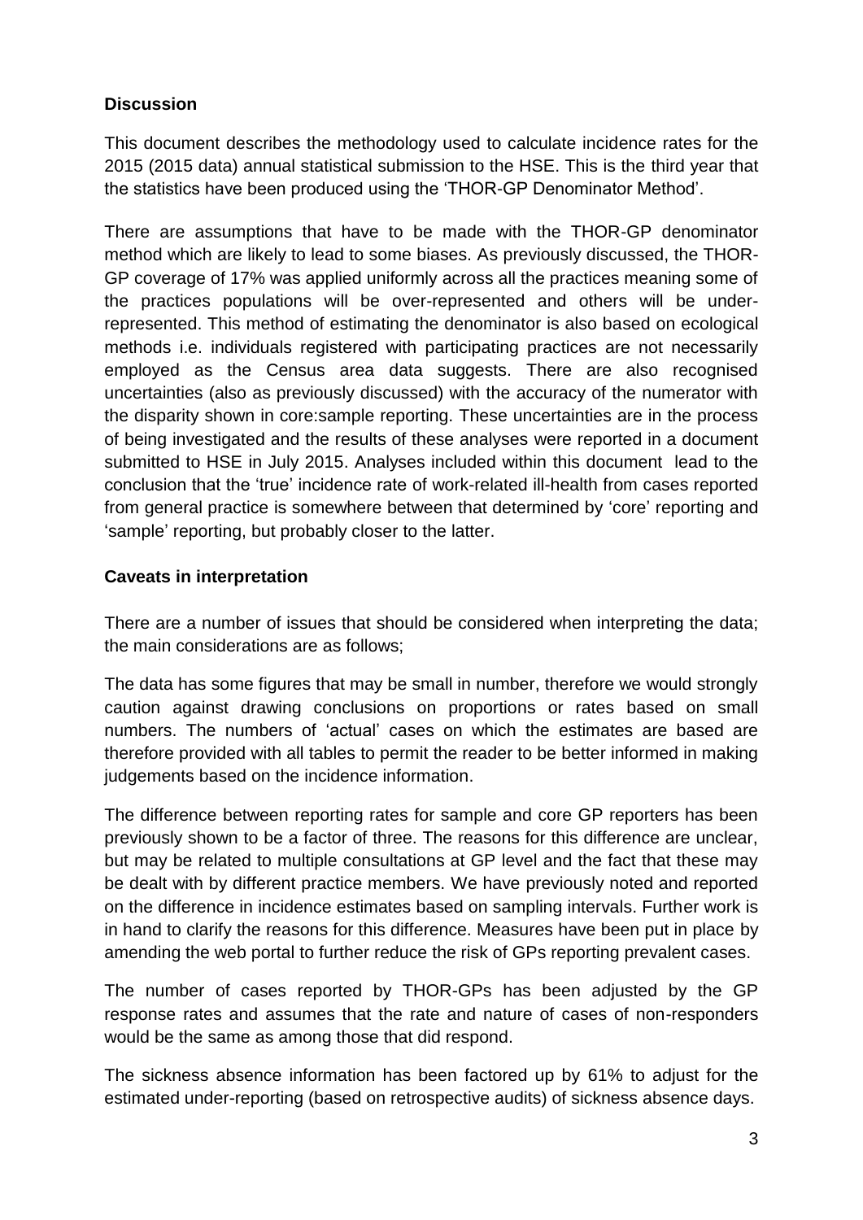**Discussion**

This document describes the methodology used to calculate incidence rates for the 2015 (2015 data) annual statistical submission to the HSE. This is the third year that the statistics have been produced using the 'THOR-GP Denominator Method'.

There are assumptions that have to be made with the THOR-GP denominator method which are likely to lead to some biases. As previously discussed, the THOR-GP coverage of 17% was applied uniformly across all the practices meaning some of the practices populations will be over-represented and others will be under-represented. This method of estimating the denominator is also based on ecological methods i.e. individuals registered with participating practices are not necessarily employed as the Census area data suggests. There are also recognised uncertainties (also as previously discussed) with the accuracy of the numerator with the disparity shown in core:sample reporting. These uncertainties are in the process of being investigated and the results of these analyses were reported in a document submitted to HSE in July 2015. Analyses included within this document lead to the conclusion that the 'true' incidence rate of work-related ill-health from cases reported from general practice is somewhere between that determined by 'core' reporting and 'sample' reporting, but probably closer to the latter.

**Caveats in interpretation**

There are a number of issues that should be considered when interpreting the data; the main considerations are as follows;

The data has some figures that may be small in number, therefore we would strongly caution against drawing conclusions on proportions or rates based on small numbers. The numbers of 'actual' cases on which the estimates are based are therefore provided with all tables to permit the reader to be better informed in making judgements based on the incidence information.

The difference between reporting rates for sample and core GP reporters has been previously shown to be a factor of three. The reasons for this difference are unclear, but may be related to multiple consultations at GP level and the fact that these may be dealt with by different practice members. We have previously noted and reported on the difference in incidence estimates based on sampling intervals. Further work is in hand to clarify the reasons for this difference. Measures have been put in place by amending the web portal to further reduce the risk of GPs reporting prevalent cases.

The number of cases reported by THOR-GPs has been adjusted by the GP response rates and assumes that the rate and nature of cases of non-responders would be the same as among those that did respond.

The sickness absence information has been factored up by 61% to adjust for the estimated under-reporting (based on retrospective audits) of sickness absence days.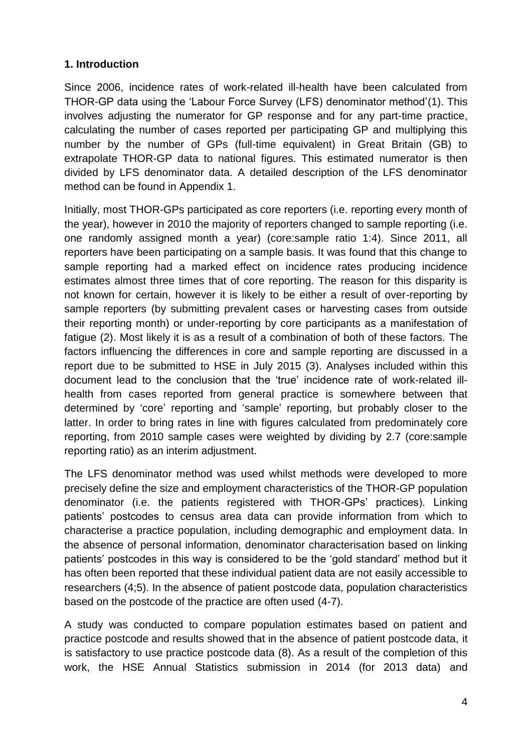## 1. Introduction

Since 2006, incidence rates of work-related ill-health have been calculated from THOR-GP data using the 'Labour Force Survey (LFS) denominator method'(1). This involves adjusting the numerator for GP response and for any part-time practice, calculating the number of cases reported per participating GP and multiplying this number by the number of GPs (full-time equivalent) in Great Britain (GB) to extrapolate THOR-GP data to national figures. This estimated numerator is then divided by LFS denominator data. A detailed description of the LFS denominator method can be found in Appendix 1.

Initially, most THOR-GPs participated as core reporters (i.e. reporting every month of the year), however in 2010 the majority of reporters changed to sample reporting (i.e. one randomly assigned month a year) (core:sample ratio 1:4). Since 2011, all reporters have been participating on a sample basis. It was found that this change to sample reporting had a marked effect on incidence rates producing incidence estimates almost three times that of core reporting. The reason for this disparity is not known for certain, however it is likely to be either a result of over-reporting by sample reporters (by submitting prevalent cases or harvesting cases from outside their reporting month) or under-reporting by core participants as a manifestation of fatigue (2). Most likely it is as a result of a combination of both of these factors. The factors influencing the differences in core and sample reporting are discussed in a report due to be submitted to HSE in July 2015 (3). Analyses included within this document lead to the conclusion that the 'true' incidence rate of work-related ill-health from cases reported from general practice is somewhere between that determined by 'core' reporting and 'sample' reporting, but probably closer to the latter. In order to bring rates in line with figures calculated from predominately core reporting, from 2010 sample cases were weighted by dividing by 2.7 (core:sample reporting ratio) as an interim adjustment.

The LFS denominator method was used whilst methods were developed to more precisely define the size and employment characteristics of the THOR-GP population denominator (i.e. the patients registered with THOR-GPs' practices). Linking patients' postcodes to census area data can provide information from which to characterise a practice population, including demographic and employment data. In the absence of personal information, denominator characterisation based on linking patients' postcodes in this way is considered to be the 'gold standard' method but it has often been reported that these individual patient data are not easily accessible to researchers (4;5). In the absence of patient postcode data, population characteristics based on the postcode of the practice are often used (4-7).

A study was conducted to compare population estimates based on patient and practice postcode and results showed that in the absence of patient postcode data, it is satisfactory to use practice postcode data (8). As a result of the completion of this work, the HSE Annual Statistics submission in 2014 (for 2013 data) and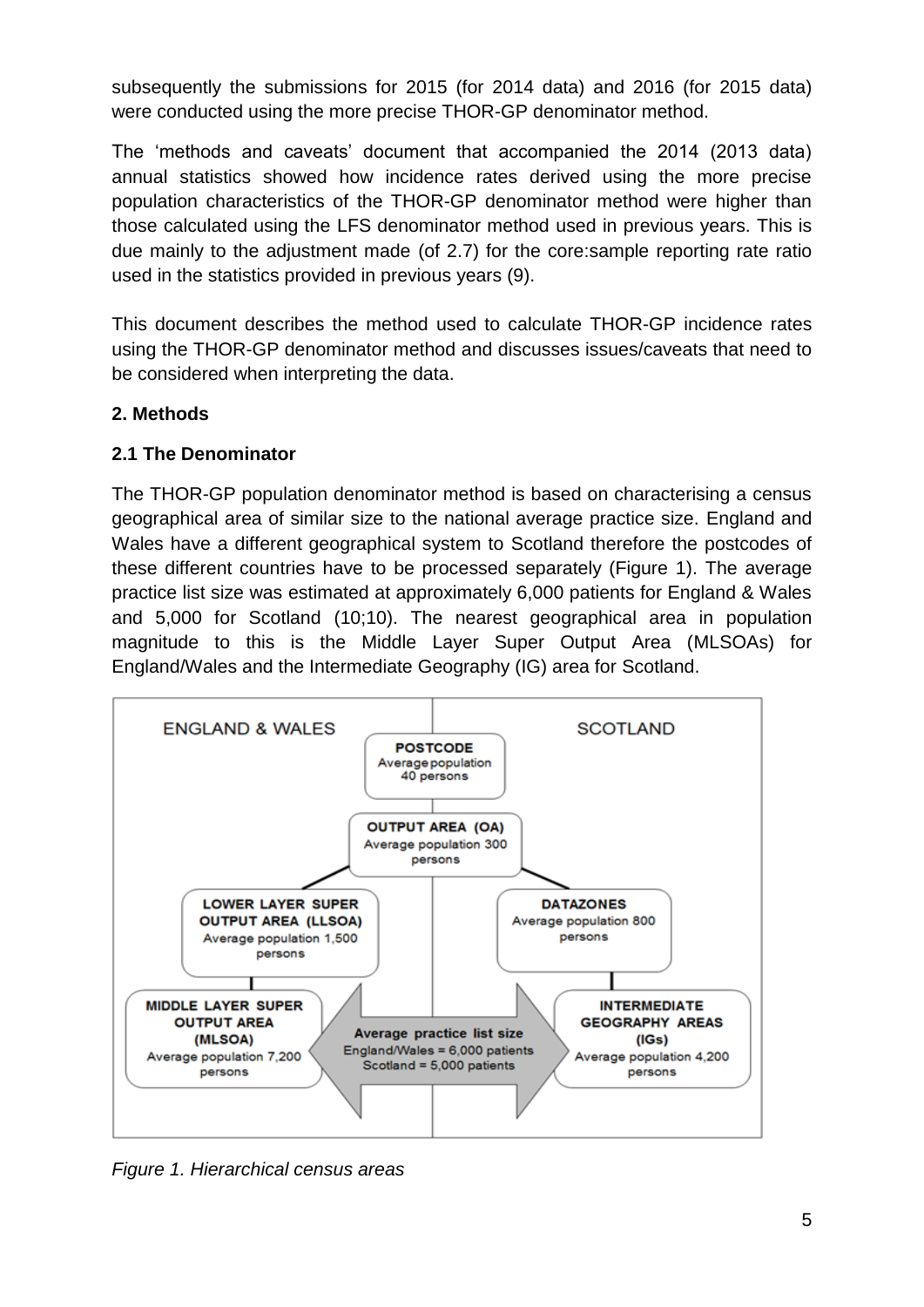subsequently the submissions for 2015 (for 2014 data) and 2016 (for 2015 data) were conducted using the more precise THOR-GP denominator method.

The 'methods and caveats' document that accompanied the 2014 (2013 data) annual statistics showed how incidence rates derived using the more precise population characteristics of the THOR-GP denominator method were higher than those calculated using the LFS denominator method used in previous years. This is due mainly to the adjustment made (of 2.7) for the core:sample reporting rate ratio used in the statistics provided in previous years (9).

This document describes the method used to calculate THOR-GP incidence rates using the THOR-GP denominator method and discusses issues/caveats that need to be considered when interpreting the data.

## 2. Methods

### 2.1 The Denominator

The THOR-GP population denominator method is based on characterising a census geographical area of similar size to the national average practice size. England and Wales have a different geographical system to Scotland therefore the postcodes of these different countries have to be processed separately (Figure 1). The average practice list size was estimated at approximately 6,000 patients for England & Wales and 5,000 for Scotland (10;10). The nearest geographical area in population magnitude to this is the Middle Layer Super Output Area (MLSOAs) for England/Wales and the Intermediate Geography (IG) area for Scotland.

ENGLAND & WALES | SCOTLAND

**POSTCODE** Average population 40 persons

**OUTPUT AREA (OA)** Average population 300 persons

**LOWER LAYER SUPER OUTPUT AREA (LLSOA)** Average population 1,500 persons

**DATAZONES** Average population 800 persons

**MIDDLE LAYER SUPER OUTPUT AREA (MLSOA)** Average population 7,200 persons

**Average practice list size** England/Wales = 6,000 patients Scotland = 5,000 patients

**INTERMEDIATE GEOGRAPHY AREAS (IGs)** Average population 4,200 persons

*Figure 1. Hierarchical census areas*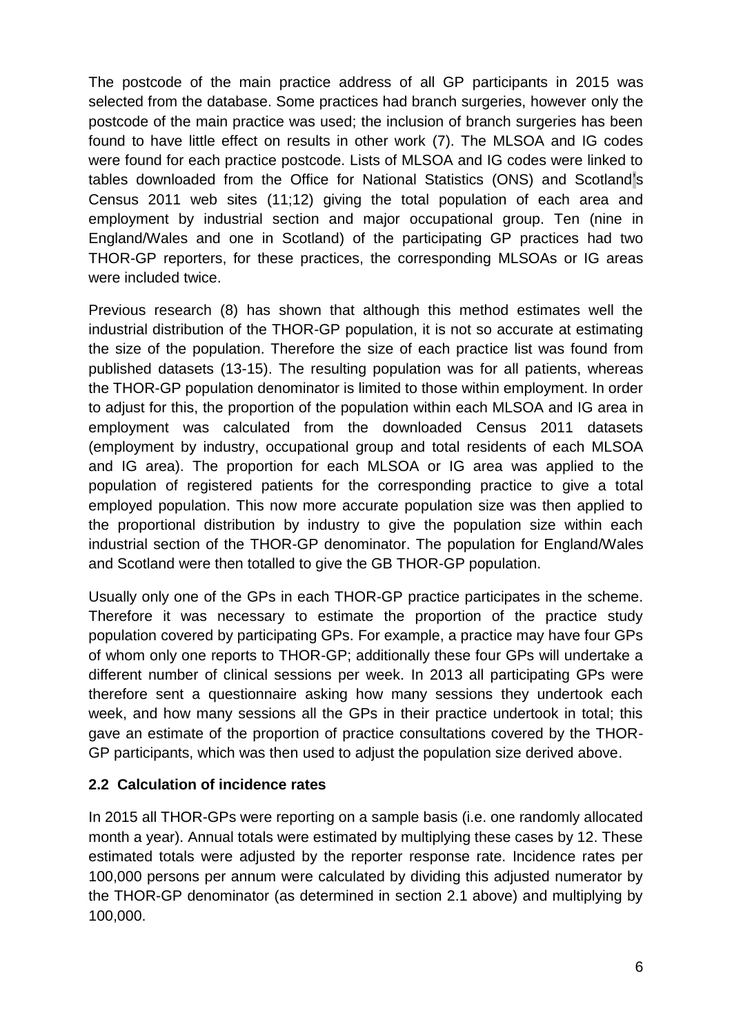The postcode of the main practice address of all GP participants in 2015 was selected from the database. Some practices had branch surgeries, however only the postcode of the main practice was used; the inclusion of branch surgeries has been found to have little effect on results in other work (7). The MLSOA and IG codes were found for each practice postcode. Lists of MLSOA and IG codes were linked to tables downloaded from the Office for National Statistics (ONS) and Scotland's Census 2011 web sites (11;12) giving the total population of each area and employment by industrial section and major occupational group. Ten (nine in England/Wales and one in Scotland) of the participating GP practices had two THOR-GP reporters, for these practices, the corresponding MLSOAs or IG areas were included twice.

Previous research (8) has shown that although this method estimates well the industrial distribution of the THOR-GP population, it is not so accurate at estimating the size of the population. Therefore the size of each practice list was found from published datasets (13-15). The resulting population was for all patients, whereas the THOR-GP population denominator is limited to those within employment. In order to adjust for this, the proportion of the population within each MLSOA and IG area in employment was calculated from the downloaded Census 2011 datasets (employment by industry, occupational group and total residents of each MLSOA and IG area). The proportion for each MLSOA or IG area was applied to the population of registered patients for the corresponding practice to give a total employed population. This now more accurate population size was then applied to the proportional distribution by industry to give the population size within each industrial section of the THOR-GP denominator. The population for England/Wales and Scotland were then totalled to give the GB THOR-GP population.

Usually only one of the GPs in each THOR-GP practice participates in the scheme. Therefore it was necessary to estimate the proportion of the practice study population covered by participating GPs. For example, a practice may have four GPs of whom only one reports to THOR-GP; additionally these four GPs will undertake a different number of clinical sessions per week. In 2013 all participating GPs were therefore sent a questionnaire asking how many sessions they undertook each week, and how many sessions all the GPs in their practice undertook in total; this gave an estimate of the proportion of practice consultations covered by the THOR-GP participants, which was then used to adjust the population size derived above.

### 2.2 Calculation of incidence rates

In 2015 all THOR-GPs were reporting on a sample basis (i.e. one randomly allocated month a year). Annual totals were estimated by multiplying these cases by 12. These estimated totals were adjusted by the reporter response rate. Incidence rates per 100,000 persons per annum were calculated by dividing this adjusted numerator by the THOR-GP denominator (as determined in section 2.1 above) and multiplying by 100,000.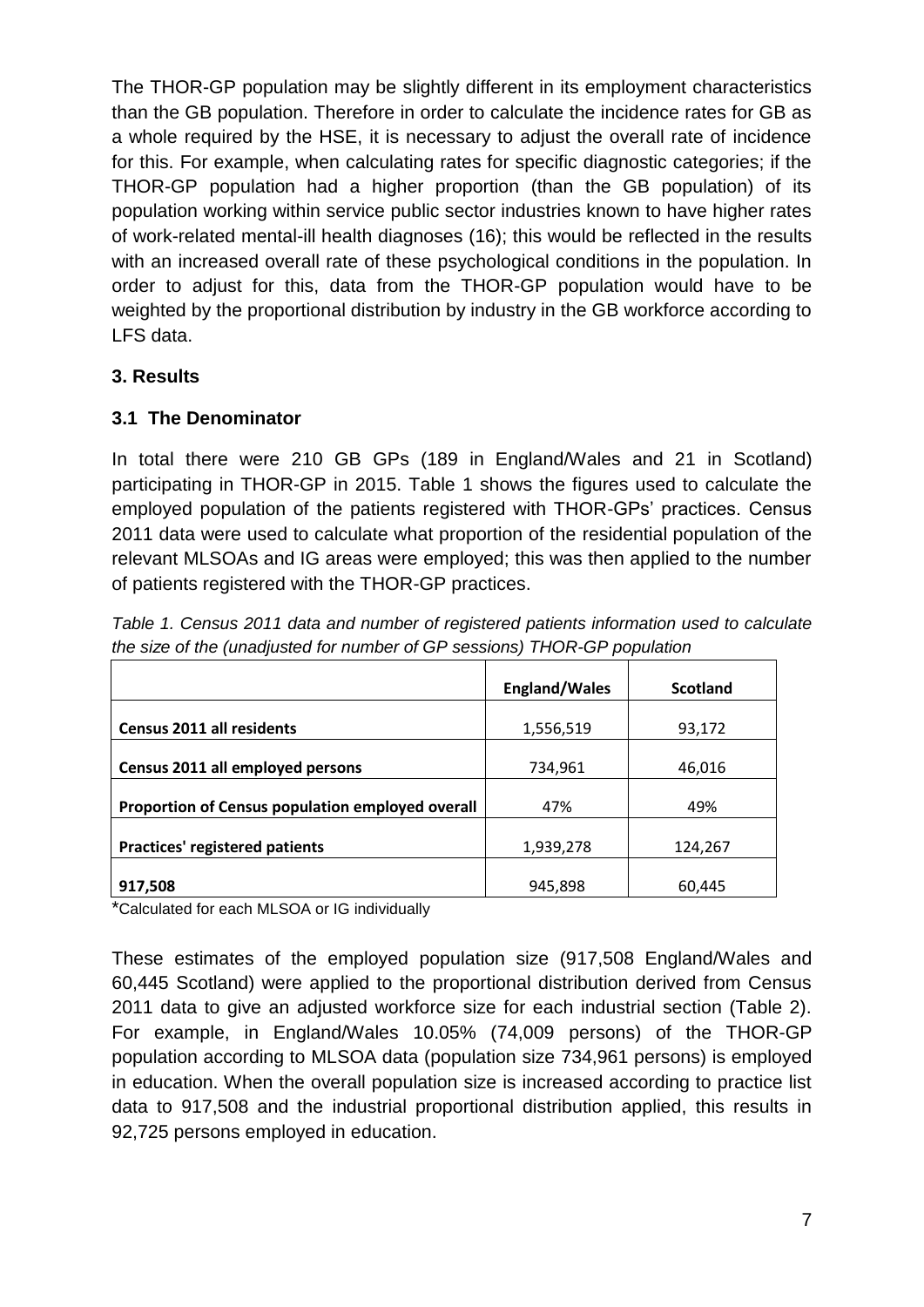The THOR-GP population may be slightly different in its employment characteristics than the GB population. Therefore in order to calculate the incidence rates for GB as a whole required by the HSE, it is necessary to adjust the overall rate of incidence for this. For example, when calculating rates for specific diagnostic categories; if the THOR-GP population had a higher proportion (than the GB population) of its population working within service public sector industries known to have higher rates of work-related mental-ill health diagnoses (16); this would be reflected in the results with an increased overall rate of these psychological conditions in the population. In order to adjust for this, data from the THOR-GP population would have to be weighted by the proportional distribution by industry in the GB workforce according to LFS data.

## 3. Results

### 3.1 The Denominator

In total there were 210 GB GPs (189 in England/Wales and 21 in Scotland) participating in THOR-GP in 2015. Table 1 shows the figures used to calculate the employed population of the patients registered with THOR-GPs' practices. Census 2011 data were used to calculate what proportion of the residential population of the relevant MLSOAs and IG areas were employed; this was then applied to the number of patients registered with the THOR-GP practices.

*Table 1. Census 2011 data and number of registered patients information used to calculate the size of the (unadjusted for number of GP sessions) THOR-GP population*

| | **England/Wales** | **Scotland** |
|---|---|---|
| **Census 2011 all residents** | 1,556,519 | 93,172 |
| **Census 2011 all employed persons** | 734,961 | 46,016 |
| **Proportion of Census population employed overall** | 47% | 49% |
| **Practices' registered patients** | 1,939,278 | 124,267 |
| **917,508** | 945,898 | 60,445 |

*Calculated for each MLSOA or IG individually

These estimates of the employed population size (917,508 England/Wales and 60,445 Scotland) were applied to the proportional distribution derived from Census 2011 data to give an adjusted workforce size for each industrial section (Table 2). For example, in England/Wales 10.05% (74,009 persons) of the THOR-GP population according to MLSOA data (population size 734,961 persons) is employed in education. When the overall population size is increased according to practice list data to 917,508 and the industrial proportional distribution applied, this results in 92,725 persons employed in education.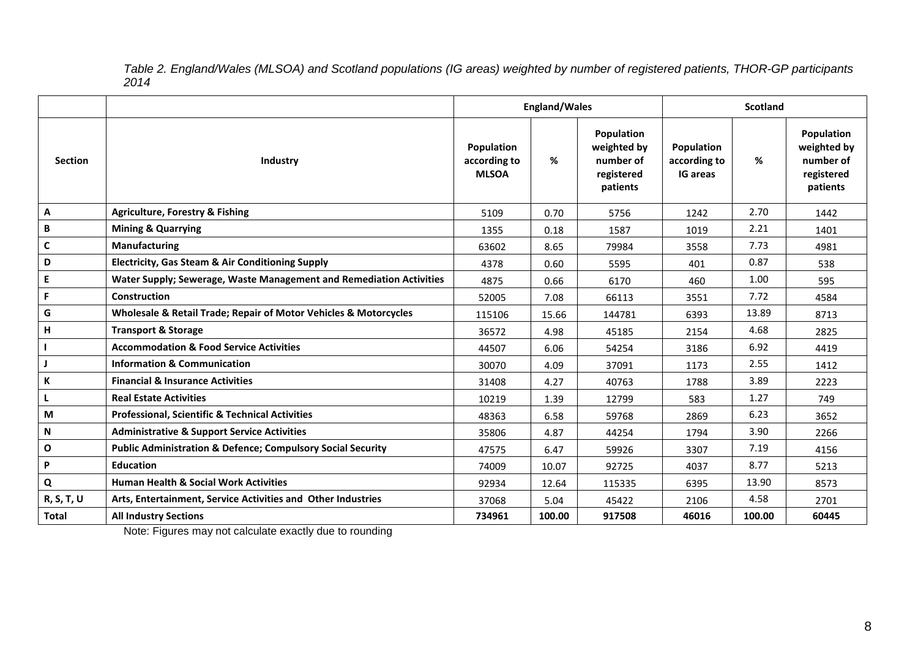*Table 2. England/Wales (MLSOA) and Scotland populations (IG areas) weighted by number of registered patients, THOR-GP participants 2014*

| | | England/Wales | | | Scotland | | |
|---|---|---|---|---|---|---|---|
| **Section** | **Industry** | **Population according to MLSOA** | **%** | **Population weighted by number of registered patients** | **Population according to IG areas** | **%** | **Population weighted by number of registered patients** |
| **A** | **Agriculture, Forestry & Fishing** | 5109 | 0.70 | 5756 | 1242 | 2.70 | 1442 |
| **B** | **Mining & Quarrying** | 1355 | 0.18 | 1587 | 1019 | 2.21 | 1401 |
| **C** | **Manufacturing** | 63602 | 8.65 | 79984 | 3558 | 7.73 | 4981 |
| **D** | **Electricity, Gas Steam & Air Conditioning Supply** | 4378 | 0.60 | 5595 | 401 | 0.87 | 538 |
| **E** | **Water Supply; Sewerage, Waste Management and Remediation Activities** | 4875 | 0.66 | 6170 | 460 | 1.00 | 595 |
| **F** | **Construction** | 52005 | 7.08 | 66113 | 3551 | 7.72 | 4584 |
| **G** | **Wholesale & Retail Trade; Repair of Motor Vehicles & Motorcycles** | 115106 | 15.66 | 144781 | 6393 | 13.89 | 8713 |
| **H** | **Transport & Storage** | 36572 | 4.98 | 45185 | 2154 | 4.68 | 2825 |
| **I** | **Accommodation & Food Service Activities** | 44507 | 6.06 | 54254 | 3186 | 6.92 | 4419 |
| **J** | **Information & Communication** | 30070 | 4.09 | 37091 | 1173 | 2.55 | 1412 |
| **K** | **Financial & Insurance Activities** | 31408 | 4.27 | 40763 | 1788 | 3.89 | 2223 |
| **L** | **Real Estate Activities** | 10219 | 1.39 | 12799 | 583 | 1.27 | 749 |
| **M** | **Professional, Scientific & Technical Activities** | 48363 | 6.58 | 59768 | 2869 | 6.23 | 3652 |
| **N** | **Administrative & Support Service Activities** | 35806 | 4.87 | 44254 | 1794 | 3.90 | 2266 |
| **O** | **Public Administration & Defence; Compulsory Social Security** | 47575 | 6.47 | 59926 | 3307 | 7.19 | 4156 |
| **P** | **Education** | 74009 | 10.07 | 92725 | 4037 | 8.77 | 5213 |
| **Q** | **Human Health & Social Work Activities** | 92934 | 12.64 | 115335 | 6395 | 13.90 | 8573 |
| **R, S, T, U** | **Arts, Entertainment, Service Activities and Other Industries** | 37068 | 5.04 | 45422 | 2106 | 4.58 | 2701 |
| **Total** | **All Industry Sections** | **734961** | **100.00** | **917508** | **46016** | **100.00** | **60445** |

Note: Figures may not calculate exactly due to rounding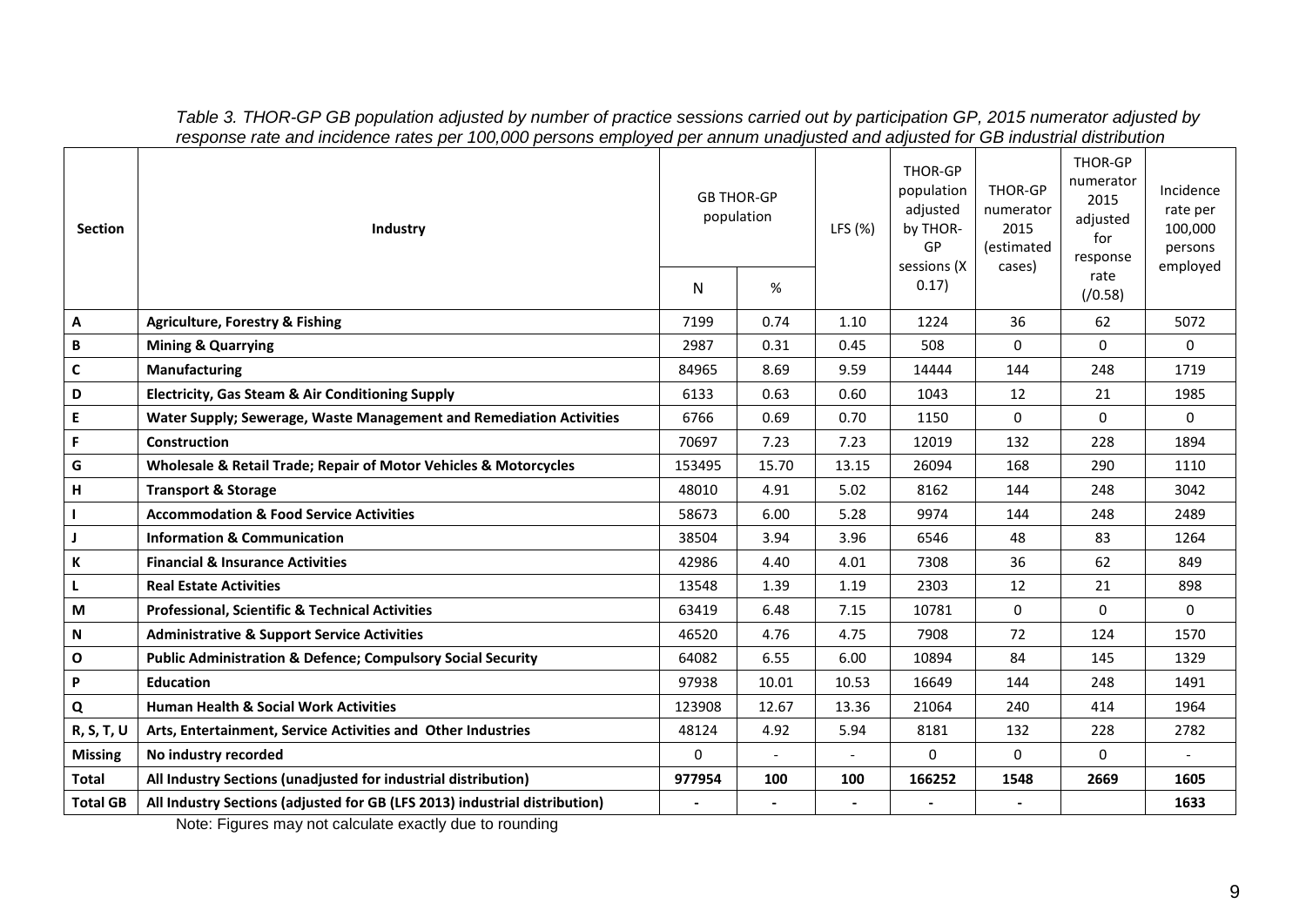*Table 3. THOR-GP GB population adjusted by number of practice sessions carried out by participation GP, 2015 numerator adjusted by response rate and incidence rates per 100,000 persons employed per annum unadjusted and adjusted for GB industrial distribution*

| Section | Industry | GB THOR-GP population | | LFS (%) | THOR-GP population adjusted by THOR-GP sessions (X 0.17) | THOR-GP numerator 2015 (estimated cases) | THOR-GP numerator 2015 adjusted for response rate (/0.58) | Incidence rate per 100,000 persons employed |
|---|---|---|---|---|---|---|---|---|
| | | N | % | | | | | |
| A | **Agriculture, Forestry & Fishing** | 7199 | 0.74 | 1.10 | 1224 | 36 | 62 | 5072 |
| B | **Mining & Quarrying** | 2987 | 0.31 | 0.45 | 508 | 0 | 0 | 0 |
| C | **Manufacturing** | 84965 | 8.69 | 9.59 | 14444 | 144 | 248 | 1719 |
| D | **Electricity, Gas Steam & Air Conditioning Supply** | 6133 | 0.63 | 0.60 | 1043 | 12 | 21 | 1985 |
| E | **Water Supply; Sewerage, Waste Management and Remediation Activities** | 6766 | 0.69 | 0.70 | 1150 | 0 | 0 | 0 |
| F | **Construction** | 70697 | 7.23 | 7.23 | 12019 | 132 | 228 | 1894 |
| G | **Wholesale & Retail Trade; Repair of Motor Vehicles & Motorcycles** | 153495 | 15.70 | 13.15 | 26094 | 168 | 290 | 1110 |
| H | **Transport & Storage** | 48010 | 4.91 | 5.02 | 8162 | 144 | 248 | 3042 |
| I | **Accommodation & Food Service Activities** | 58673 | 6.00 | 5.28 | 9974 | 144 | 248 | 2489 |
| J | **Information & Communication** | 38504 | 3.94 | 3.96 | 6546 | 48 | 83 | 1264 |
| K | **Financial & Insurance Activities** | 42986 | 4.40 | 4.01 | 7308 | 36 | 62 | 849 |
| L | **Real Estate Activities** | 13548 | 1.39 | 1.19 | 2303 | 12 | 21 | 898 |
| M | **Professional, Scientific & Technical Activities** | 63419 | 6.48 | 7.15 | 10781 | 0 | 0 | 0 |
| N | **Administrative & Support Service Activities** | 46520 | 4.76 | 4.75 | 7908 | 72 | 124 | 1570 |
| O | **Public Administration & Defence; Compulsory Social Security** | 64082 | 6.55 | 6.00 | 10894 | 84 | 145 | 1329 |
| P | **Education** | 97938 | 10.01 | 10.53 | 16649 | 144 | 248 | 1491 |
| Q | **Human Health & Social Work Activities** | 123908 | 12.67 | 13.36 | 21064 | 240 | 414 | 1964 |
| R, S, T, U | **Arts, Entertainment, Service Activities and Other Industries** | 48124 | 4.92 | 5.94 | 8181 | 132 | 228 | 2782 |
| Missing | **No industry recorded** | 0 | - | - | 0 | 0 | 0 | - |
| Total | **All Industry Sections (unadjusted for industrial distribution)** | **977954** | **100** | **100** | **166252** | **1548** | **2669** | **1605** |
| Total GB | **All Industry Sections (adjusted for GB (LFS 2013) industrial distribution)** | **-** | **-** | **-** | **-** | **-** | | **1633** |

Note: Figures may not calculate exactly due to rounding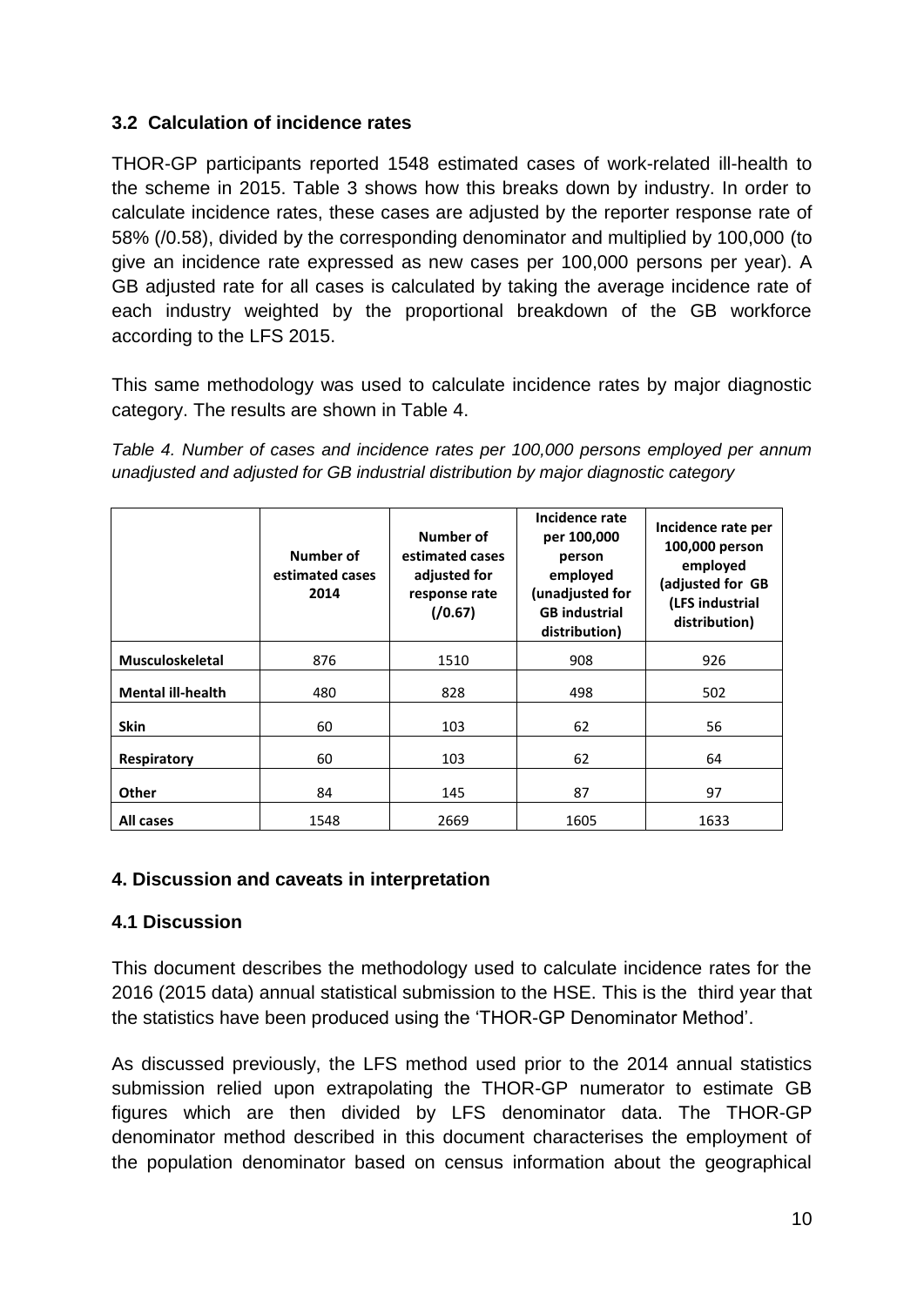### 3.2 Calculation of incidence rates

THOR-GP participants reported 1548 estimated cases of work-related ill-health to the scheme in 2015. Table 3 shows how this breaks down by industry. In order to calculate incidence rates, these cases are adjusted by the reporter response rate of 58% (/0.58), divided by the corresponding denominator and multiplied by 100,000 (to give an incidence rate expressed as new cases per 100,000 persons per year). A GB adjusted rate for all cases is calculated by taking the average incidence rate of each industry weighted by the proportional breakdown of the GB workforce according to the LFS 2015.

This same methodology was used to calculate incidence rates by major diagnostic category. The results are shown in Table 4.

*Table 4. Number of cases and incidence rates per 100,000 persons employed per annum unadjusted and adjusted for GB industrial distribution by major diagnostic category*

| | Number of estimated cases 2014 | Number of estimated cases adjusted for response rate (/0.67) | Incidence rate per 100,000 person employed (unadjusted for GB industrial distribution) | Incidence rate per 100,000 person employed (adjusted for GB (LFS industrial distribution) |
|---|---|---|---|---|
| **Musculoskeletal** | 876 | 1510 | 908 | 926 |
| **Mental ill-health** | 480 | 828 | 498 | 502 |
| **Skin** | 60 | 103 | 62 | 56 |
| **Respiratory** | 60 | 103 | 62 | 64 |
| **Other** | 84 | 145 | 87 | 97 |
| **All cases** | 1548 | 2669 | 1605 | 1633 |

## 4. Discussion and caveats in interpretation

### 4.1 Discussion

This document describes the methodology used to calculate incidence rates for the 2016 (2015 data) annual statistical submission to the HSE. This is the third year that the statistics have been produced using the 'THOR-GP Denominator Method'.

As discussed previously, the LFS method used prior to the 2014 annual statistics submission relied upon extrapolating the THOR-GP numerator to estimate GB figures which are then divided by LFS denominator data. The THOR-GP denominator method described in this document characterises the employment of the population denominator based on census information about the geographical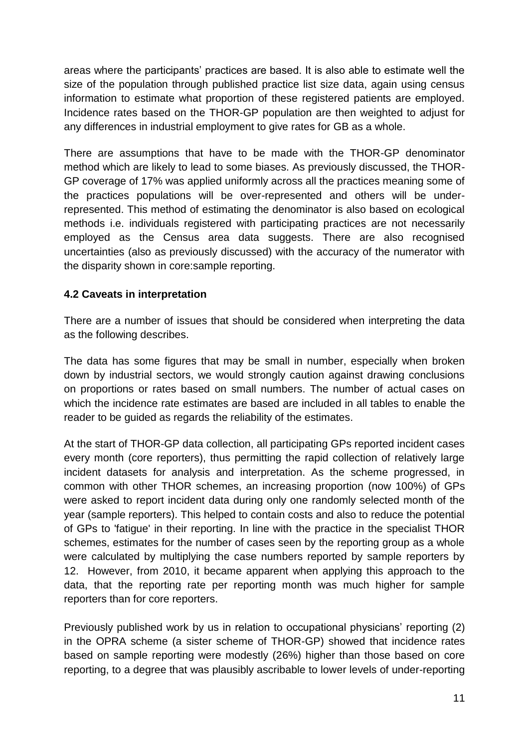areas where the participants' practices are based. It is also able to estimate well the size of the population through published practice list size data, again using census information to estimate what proportion of these registered patients are employed. Incidence rates based on the THOR-GP population are then weighted to adjust for any differences in industrial employment to give rates for GB as a whole.

There are assumptions that have to be made with the THOR-GP denominator method which are likely to lead to some biases. As previously discussed, the THOR-GP coverage of 17% was applied uniformly across all the practices meaning some of the practices populations will be over-represented and others will be under-represented. This method of estimating the denominator is also based on ecological methods i.e. individuals registered with participating practices are not necessarily employed as the Census area data suggests. There are also recognised uncertainties (also as previously discussed) with the accuracy of the numerator with the disparity shown in core:sample reporting.

### 4.2 Caveats in interpretation

There are a number of issues that should be considered when interpreting the data as the following describes.

The data has some figures that may be small in number, especially when broken down by industrial sectors, we would strongly caution against drawing conclusions on proportions or rates based on small numbers. The number of actual cases on which the incidence rate estimates are based are included in all tables to enable the reader to be guided as regards the reliability of the estimates.

At the start of THOR-GP data collection, all participating GPs reported incident cases every month (core reporters), thus permitting the rapid collection of relatively large incident datasets for analysis and interpretation. As the scheme progressed, in common with other THOR schemes, an increasing proportion (now 100%) of GPs were asked to report incident data during only one randomly selected month of the year (sample reporters). This helped to contain costs and also to reduce the potential of GPs to 'fatigue' in their reporting. In line with the practice in the specialist THOR schemes, estimates for the number of cases seen by the reporting group as a whole were calculated by multiplying the case numbers reported by sample reporters by 12. However, from 2010, it became apparent when applying this approach to the data, that the reporting rate per reporting month was much higher for sample reporters than for core reporters.

Previously published work by us in relation to occupational physicians' reporting (2) in the OPRA scheme (a sister scheme of THOR-GP) showed that incidence rates based on sample reporting were modestly (26%) higher than those based on core reporting, to a degree that was plausibly ascribable to lower levels of under-reporting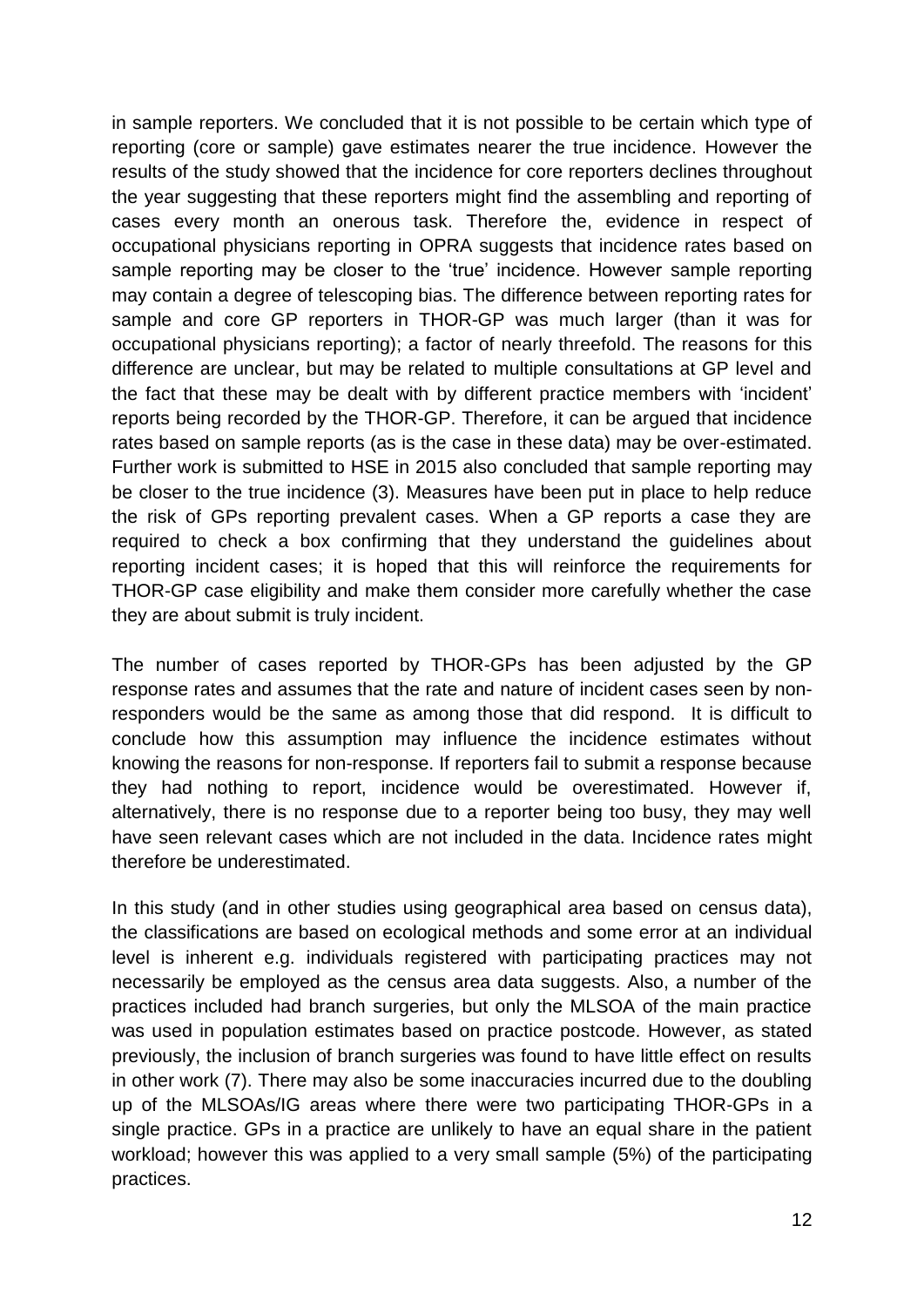in sample reporters. We concluded that it is not possible to be certain which type of reporting (core or sample) gave estimates nearer the true incidence. However the results of the study showed that the incidence for core reporters declines throughout the year suggesting that these reporters might find the assembling and reporting of cases every month an onerous task. Therefore the, evidence in respect of occupational physicians reporting in OPRA suggests that incidence rates based on sample reporting may be closer to the 'true' incidence. However sample reporting may contain a degree of telescoping bias. The difference between reporting rates for sample and core GP reporters in THOR-GP was much larger (than it was for occupational physicians reporting); a factor of nearly threefold. The reasons for this difference are unclear, but may be related to multiple consultations at GP level and the fact that these may be dealt with by different practice members with 'incident' reports being recorded by the THOR-GP. Therefore, it can be argued that incidence rates based on sample reports (as is the case in these data) may be over-estimated. Further work is submitted to HSE in 2015 also concluded that sample reporting may be closer to the true incidence (3). Measures have been put in place to help reduce the risk of GPs reporting prevalent cases. When a GP reports a case they are required to check a box confirming that they understand the guidelines about reporting incident cases; it is hoped that this will reinforce the requirements for THOR-GP case eligibility and make them consider more carefully whether the case they are about submit is truly incident.

The number of cases reported by THOR-GPs has been adjusted by the GP response rates and assumes that the rate and nature of incident cases seen by non-responders would be the same as among those that did respond. It is difficult to conclude how this assumption may influence the incidence estimates without knowing the reasons for non-response. If reporters fail to submit a response because they had nothing to report, incidence would be overestimated. However if, alternatively, there is no response due to a reporter being too busy, they may well have seen relevant cases which are not included in the data. Incidence rates might therefore be underestimated.

In this study (and in other studies using geographical area based on census data), the classifications are based on ecological methods and some error at an individual level is inherent e.g. individuals registered with participating practices may not necessarily be employed as the census area data suggests. Also, a number of the practices included had branch surgeries, but only the MLSOA of the main practice was used in population estimates based on practice postcode. However, as stated previously, the inclusion of branch surgeries was found to have little effect on results in other work (7). There may also be some inaccuracies incurred due to the doubling up of the MLSOAs/IG areas where there were two participating THOR-GPs in a single practice. GPs in a practice are unlikely to have an equal share in the patient workload; however this was applied to a very small sample (5%) of the participating practices.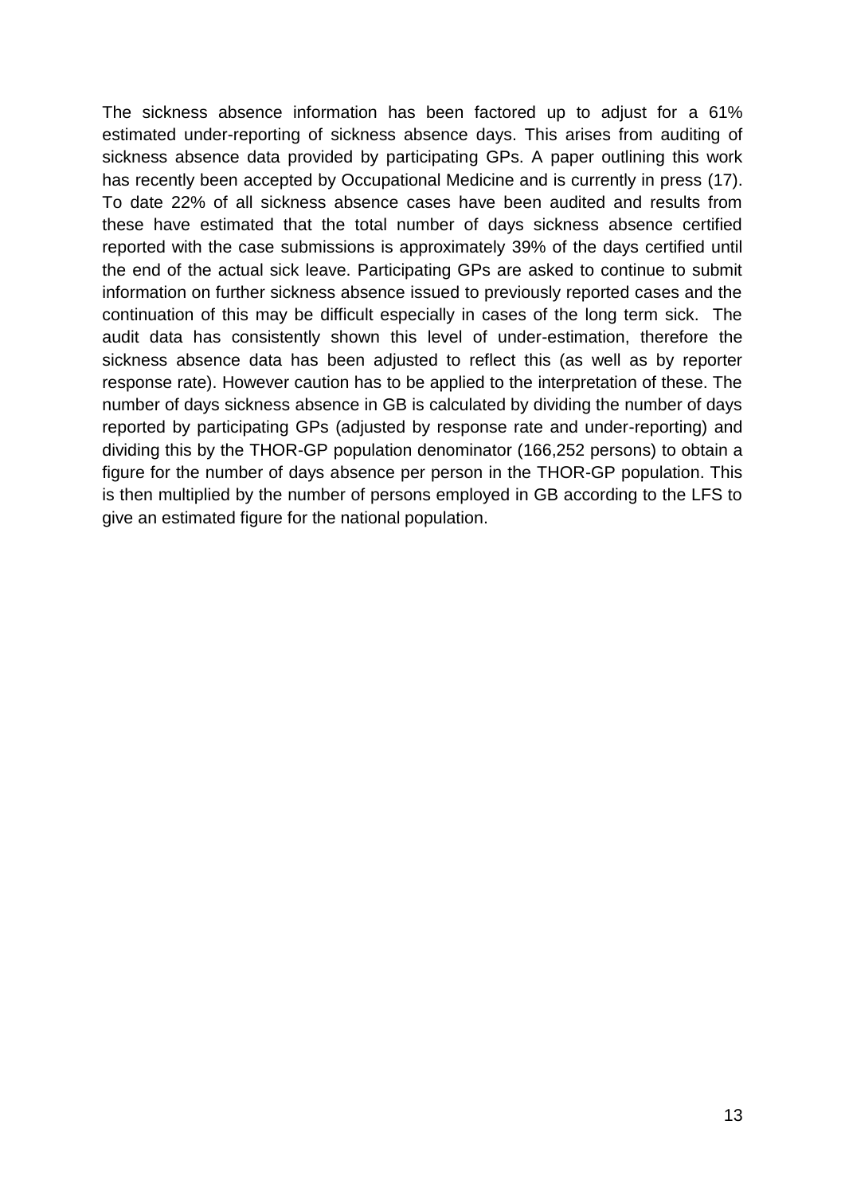The sickness absence information has been factored up to adjust for a 61% estimated under-reporting of sickness absence days. This arises from auditing of sickness absence data provided by participating GPs. A paper outlining this work has recently been accepted by Occupational Medicine and is currently in press (17). To date 22% of all sickness absence cases have been audited and results from these have estimated that the total number of days sickness absence certified reported with the case submissions is approximately 39% of the days certified until the end of the actual sick leave. Participating GPs are asked to continue to submit information on further sickness absence issued to previously reported cases and the continuation of this may be difficult especially in cases of the long term sick. The audit data has consistently shown this level of under-estimation, therefore the sickness absence data has been adjusted to reflect this (as well as by reporter response rate). However caution has to be applied to the interpretation of these. The number of days sickness absence in GB is calculated by dividing the number of days reported by participating GPs (adjusted by response rate and under-reporting) and dividing this by the THOR-GP population denominator (166,252 persons) to obtain a figure for the number of days absence per person in the THOR-GP population. This is then multiplied by the number of persons employed in GB according to the LFS to give an estimated figure for the national population.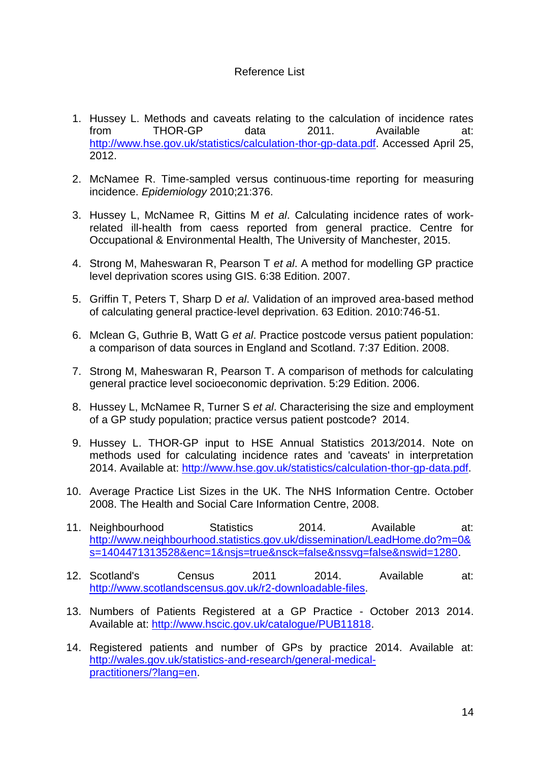# Reference List

1. Hussey L. Methods and caveats relating to the calculation of incidence rates from THOR-GP data 2011. Available at: http://www.hse.gov.uk/statistics/calculation-thor-gp-data.pdf. Accessed April 25, 2012.

2. McNamee R. Time-sampled versus continuous-time reporting for measuring incidence. *Epidemiology* 2010;21:376.

3. Hussey L, McNamee R, Gittins M *et al*. Calculating incidence rates of work-related ill-health from caess reported from general practice. Centre for Occupational & Environmental Health, The University of Manchester, 2015.

4. Strong M, Maheswaran R, Pearson T *et al*. A method for modelling GP practice level deprivation scores using GIS. 6:38 Edition. 2007.

5. Griffin T, Peters T, Sharp D *et al*. Validation of an improved area-based method of calculating general practice-level deprivation. 63 Edition. 2010:746-51.

6. Mclean G, Guthrie B, Watt G *et al*. Practice postcode versus patient population: a comparison of data sources in England and Scotland. 7:37 Edition. 2008.

7. Strong M, Maheswaran R, Pearson T. A comparison of methods for calculating general practice level socioeconomic deprivation. 5:29 Edition. 2006.

8. Hussey L, McNamee R, Turner S *et al*. Characterising the size and employment of a GP study population; practice versus patient postcode? 2014.

9. Hussey L. THOR-GP input to HSE Annual Statistics 2013/2014. Note on methods used for calculating incidence rates and 'caveats' in interpretation 2014. Available at: http://www.hse.gov.uk/statistics/calculation-thor-gp-data.pdf.

10. Average Practice List Sizes in the UK. The NHS Information Centre. October 2008. The Health and Social Care Information Centre, 2008.

11. Neighbourhood Statistics 2014. Available at: http://www.neighbourhood.statistics.gov.uk/dissemination/LeadHome.do?m=0&s=1404471313528&enc=1&nsjs=true&nsck=false&nssvg=false&nswid=1280.

12. Scotland's Census 2011 2014. Available at: http://www.scotlandscensus.gov.uk/r2-downloadable-files.

13. Numbers of Patients Registered at a GP Practice - October 2013 2014. Available at: http://www.hscic.gov.uk/catalogue/PUB11818.

14. Registered patients and number of GPs by practice 2014. Available at: http://wales.gov.uk/statistics-and-research/general-medical-practitioners/?lang=en.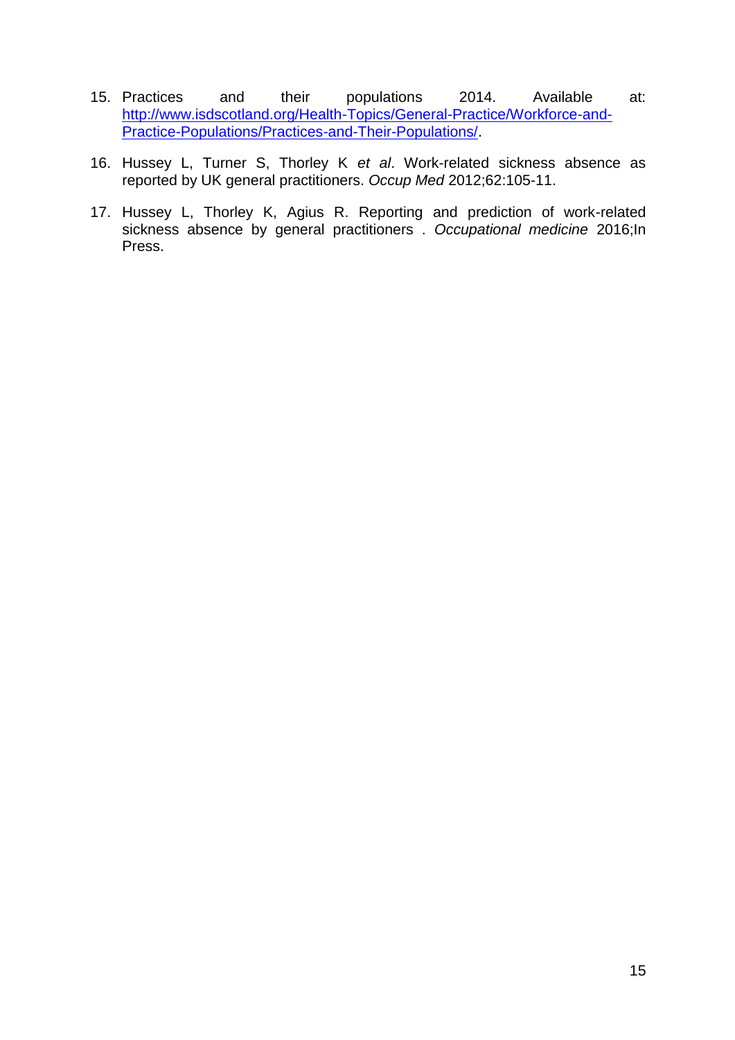15. Practices and their populations 2014. Available at: [http://www.isdscotland.org/Health-Topics/General-Practice/Workforce-and-Practice-Populations/Practices-and-Their-Populations/](http://www.isdscotland.org/Health-Topics/General-Practice/Workforce-and-Practice-Populations/Practices-and-Their-Populations/).
16. Hussey L, Turner S, Thorley K *et al*. Work-related sickness absence as reported by UK general practitioners. *Occup Med* 2012;62:105-11.
17. Hussey L, Thorley K, Agius R. Reporting and prediction of work-related sickness absence by general practitioners . *Occupational medicine* 2016;In Press.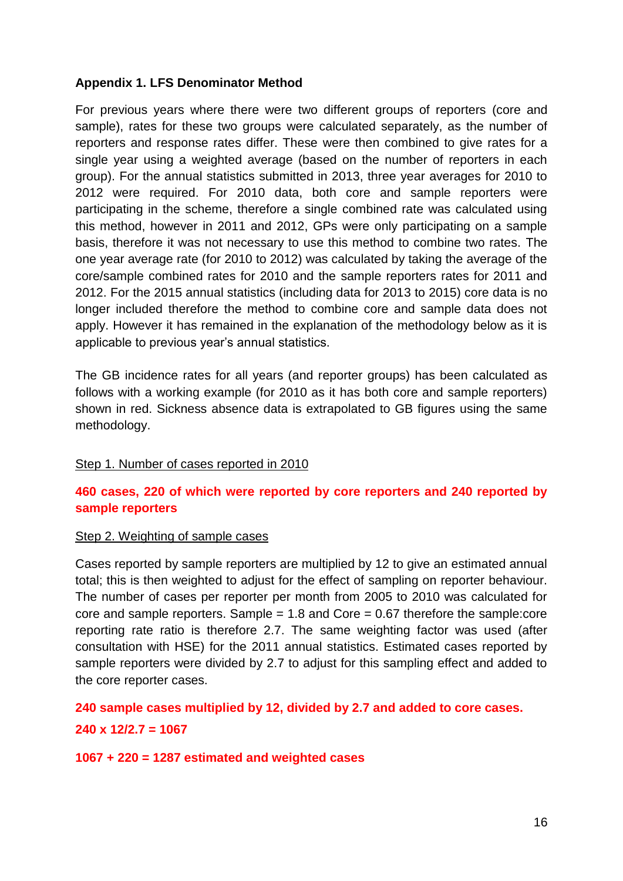### Appendix 1. LFS Denominator Method

For previous years where there were two different groups of reporters (core and sample), rates for these two groups were calculated separately, as the number of reporters and response rates differ. These were then combined to give rates for a single year using a weighted average (based on the number of reporters in each group). For the annual statistics submitted in 2013, three year averages for 2010 to 2012 were required. For 2010 data, both core and sample reporters were participating in the scheme, therefore a single combined rate was calculated using this method, however in 2011 and 2012, GPs were only participating on a sample basis, therefore it was not necessary to use this method to combine two rates. The one year average rate (for 2010 to 2012) was calculated by taking the average of the core/sample combined rates for 2010 and the sample reporters rates for 2011 and 2012. For the 2015 annual statistics (including data for 2013 to 2015) core data is no longer included therefore the method to combine core and sample data does not apply. However it has remained in the explanation of the methodology below as it is applicable to previous year's annual statistics.

The GB incidence rates for all years (and reporter groups) has been calculated as follows with a working example (for 2010 as it has both core and sample reporters) shown in red. Sickness absence data is extrapolated to GB figures using the same methodology.

Step 1. Number of cases reported in 2010

**460 cases, 220 of which were reported by core reporters and 240 reported by sample reporters**

Step 2. Weighting of sample cases

Cases reported by sample reporters are multiplied by 12 to give an estimated annual total; this is then weighted to adjust for the effect of sampling on reporter behaviour. The number of cases per reporter per month from 2005 to 2010 was calculated for core and sample reporters. Sample = 1.8 and Core = 0.67 therefore the sample:core reporting rate ratio is therefore 2.7. The same weighting factor was used (after consultation with HSE) for the 2011 annual statistics. Estimated cases reported by sample reporters were divided by 2.7 to adjust for this sampling effect and added to the core reporter cases.

**240 sample cases multiplied by 12, divided by 2.7 and added to core cases.**

**240 x 12/2.7 = 1067**

**1067 + 220 = 1287 estimated and weighted cases**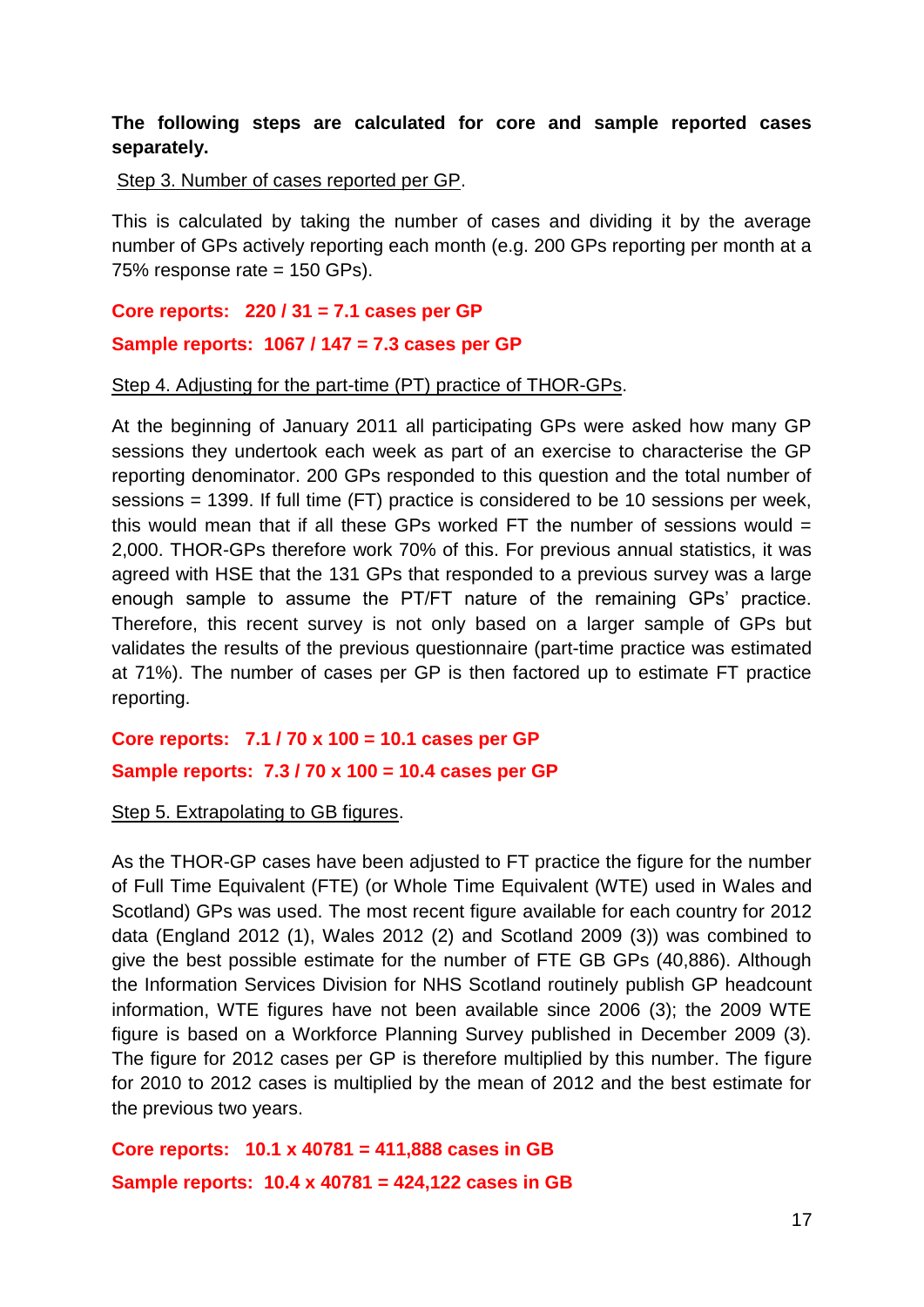**The following steps are calculated for core and sample reported cases separately.**

Step 3. Number of cases reported per GP.

This is calculated by taking the number of cases and dividing it by the average number of GPs actively reporting each month (e.g. 200 GPs reporting per month at a 75% response rate = 150 GPs).

**Core reports: 220 / 31 = 7.1 cases per GP**

**Sample reports: 1067 / 147 = 7.3 cases per GP**

Step 4. Adjusting for the part-time (PT) practice of THOR-GPs.

At the beginning of January 2011 all participating GPs were asked how many GP sessions they undertook each week as part of an exercise to characterise the GP reporting denominator. 200 GPs responded to this question and the total number of sessions = 1399. If full time (FT) practice is considered to be 10 sessions per week, this would mean that if all these GPs worked FT the number of sessions would = 2,000. THOR-GPs therefore work 70% of this. For previous annual statistics, it was agreed with HSE that the 131 GPs that responded to a previous survey was a large enough sample to assume the PT/FT nature of the remaining GPs' practice. Therefore, this recent survey is not only based on a larger sample of GPs but validates the results of the previous questionnaire (part-time practice was estimated at 71%). The number of cases per GP is then factored up to estimate FT practice reporting.

**Core reports: 7.1 / 70 x 100 = 10.1 cases per GP**

**Sample reports: 7.3 / 70 x 100 = 10.4 cases per GP**

Step 5. Extrapolating to GB figures.

As the THOR-GP cases have been adjusted to FT practice the figure for the number of Full Time Equivalent (FTE) (or Whole Time Equivalent (WTE) used in Wales and Scotland) GPs was used. The most recent figure available for each country for 2012 data (England 2012 (1), Wales 2012 (2) and Scotland 2009 (3)) was combined to give the best possible estimate for the number of FTE GB GPs (40,886). Although the Information Services Division for NHS Scotland routinely publish GP headcount information, WTE figures have not been available since 2006 (3); the 2009 WTE figure is based on a Workforce Planning Survey published in December 2009 (3). The figure for 2012 cases per GP is therefore multiplied by this number. The figure for 2010 to 2012 cases is multiplied by the mean of 2012 and the best estimate for the previous two years.

**Core reports: 10.1 x 40781 = 411,888 cases in GB**

**Sample reports: 10.4 x 40781 = 424,122 cases in GB**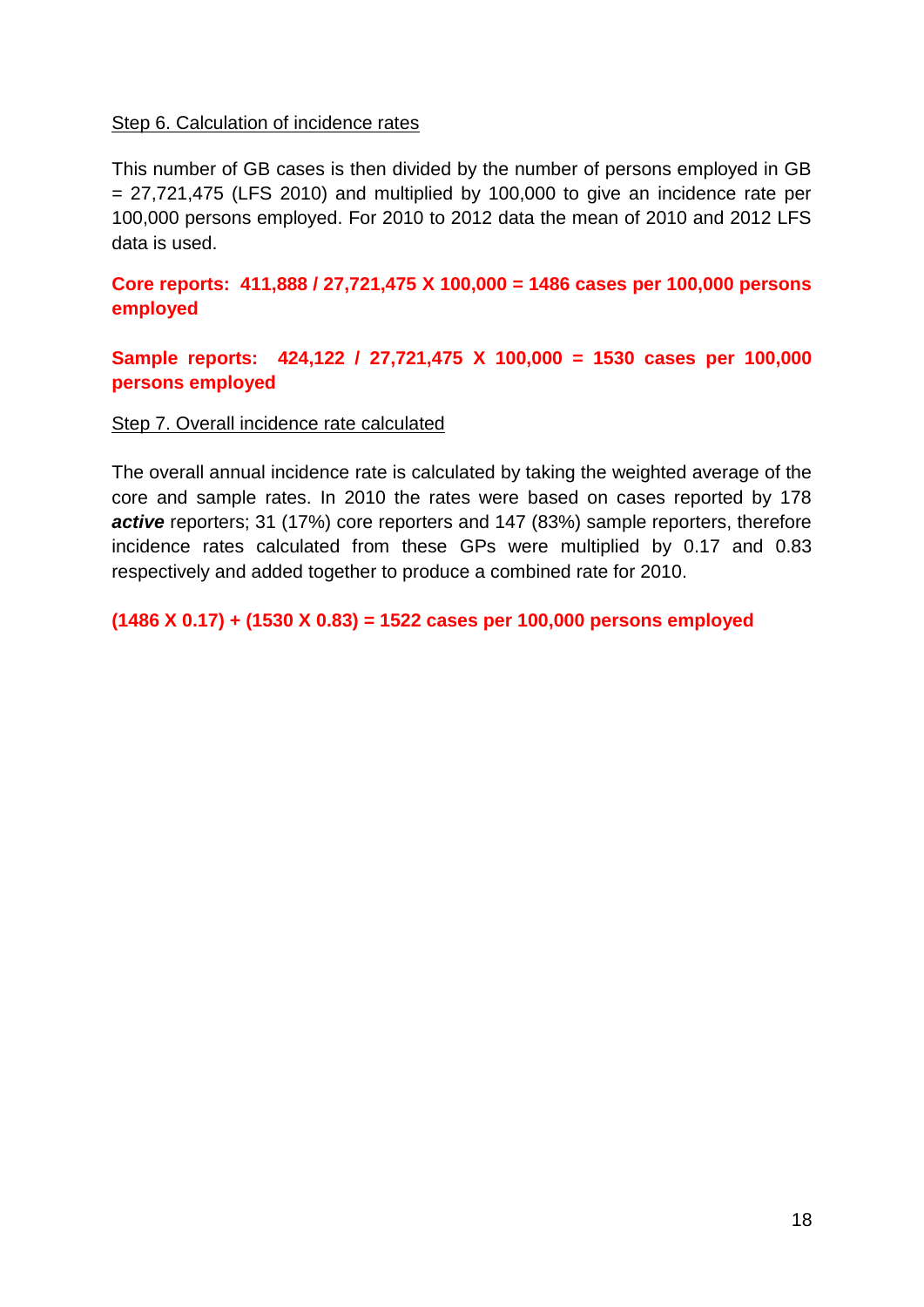<u>Step 6. Calculation of incidence rates</u>

This number of GB cases is then divided by the number of persons employed in GB = 27,721,475 (LFS 2010) and multiplied by 100,000 to give an incidence rate per 100,000 persons employed. For 2010 to 2012 data the mean of 2010 and 2012 LFS data is used.

**Core reports: 411,888 / 27,721,475 X 100,000 = 1486 cases per 100,000 persons employed**

**Sample reports: 424,122 / 27,721,475 X 100,000 = 1530 cases per 100,000 persons employed**

<u>Step 7. Overall incidence rate calculated</u>

The overall annual incidence rate is calculated by taking the weighted average of the core and sample rates. In 2010 the rates were based on cases reported by 178 ***active*** reporters; 31 (17%) core reporters and 147 (83%) sample reporters, therefore incidence rates calculated from these GPs were multiplied by 0.17 and 0.83 respectively and added together to produce a combined rate for 2010.

**(1486 X 0.17) + (1530 X 0.83) = 1522 cases per 100,000 persons employed**